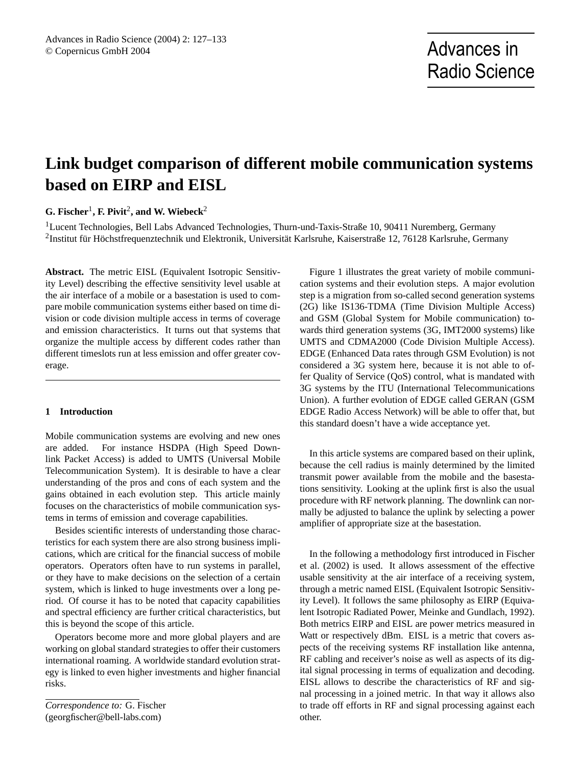# Link budget comparison of different mobile communication systems based on EIRP and EISL

**G. Fischer**[1], **F. Pivit**[2], **and W. Wiebeck**[2]

[1]Lucent Technologies, Bell Labs Advanced Technologies, Thurn-und-Taxis-Straße 10, 90411 Nuremberg, Germany
[2]Institut für Höchstfrequenztechnik und Elektronik, Universität Karlsruhe, Kaiserstraße 12, 76128 Karlsruhe, Germany

**Abstract.** The metric EISL (Equivalent Isotropic Sensitivity Level) describing the effective sensitivity level usable at the air interface of a mobile or a basestation is used to compare mobile communication systems either based on time division or code division multiple access in terms of coverage and emission characteristics. It turns out that systems that organize the multiple access by different codes rather than different timeslots run at less emission and offer greater coverage.

## 1 Introduction

Mobile communication systems are evolving and new ones are added. For instance HSDPA (High Speed Downlink Packet Access) is added to UMTS (Universal Mobile Telecommunication System). It is desirable to have a clear understanding of the pros and cons of each system and the gains obtained in each evolution step. This article mainly focuses on the characteristics of mobile communication systems in terms of emission and coverage capabilities.

Besides scientific interests of understanding those characteristics for each system there are also strong business implications, which are critical for the financial success of mobile operators. Operators often have to run systems in parallel, or they have to make decisions on the selection of a certain system, which is linked to huge investments over a long period. Of course it has to be noted that capacity capabilities and spectral efficiency are further critical characteristics, but this is beyond the scope of this article.

Operators become more and more global players and are working on global standard strategies to offer their customers international roaming. A worldwide standard evolution strategy is linked to even higher investments and higher financial risks.

*Correspondence to:* G. Fischer
(georgfischer@bell-labs.com)

Figure 1 illustrates the great variety of mobile communication systems and their evolution steps. A major evolution step is a migration from so-called second generation systems (2G) like IS136-TDMA (Time Division Multiple Access) and GSM (Global System for Mobile communication) towards third generation systems (3G, IMT2000 systems) like UMTS and CDMA2000 (Code Division Multiple Access). EDGE (Enhanced Data rates through GSM Evolution) is not considered a 3G system here, because it is not able to offer Quality of Service (QoS) control, what is mandated with 3G systems by the ITU (International Telecommunications Union). A further evolution of EDGE called GERAN (GSM EDGE Radio Access Network) will be able to offer that, but this standard doesn't have a wide acceptance yet.

In this article systems are compared based on their uplink, because the cell radius is mainly determined by the limited transmit power available from the mobile and the basestations sensitivity. Looking at the uplink first is also the usual procedure with RF network planning. The downlink can normally be adjusted to balance the uplink by selecting a power amplifier of appropriate size at the basestation.

In the following a methodology first introduced in Fischer et al. (2002) is used. It allows assessment of the effective usable sensitivity at the air interface of a receiving system, through a metric named EISL (Equivalent Isotropic Sensitivity Level). It follows the same philosophy as EIRP (Equivalent Isotropic Radiated Power, Meinke and Gundlach, 1992). Both metrics EIRP and EISL are power metrics measured in Watt or respectively dBm. EISL is a metric that covers aspects of the receiving systems RF installation like antenna, RF cabling and receiver's noise as well as aspects of its digital signal processing in terms of equalization and decoding. EISL allows to describe the characteristics of RF and signal processing in a joined metric. In that way it allows also to trade off efforts in RF and signal processing against each other.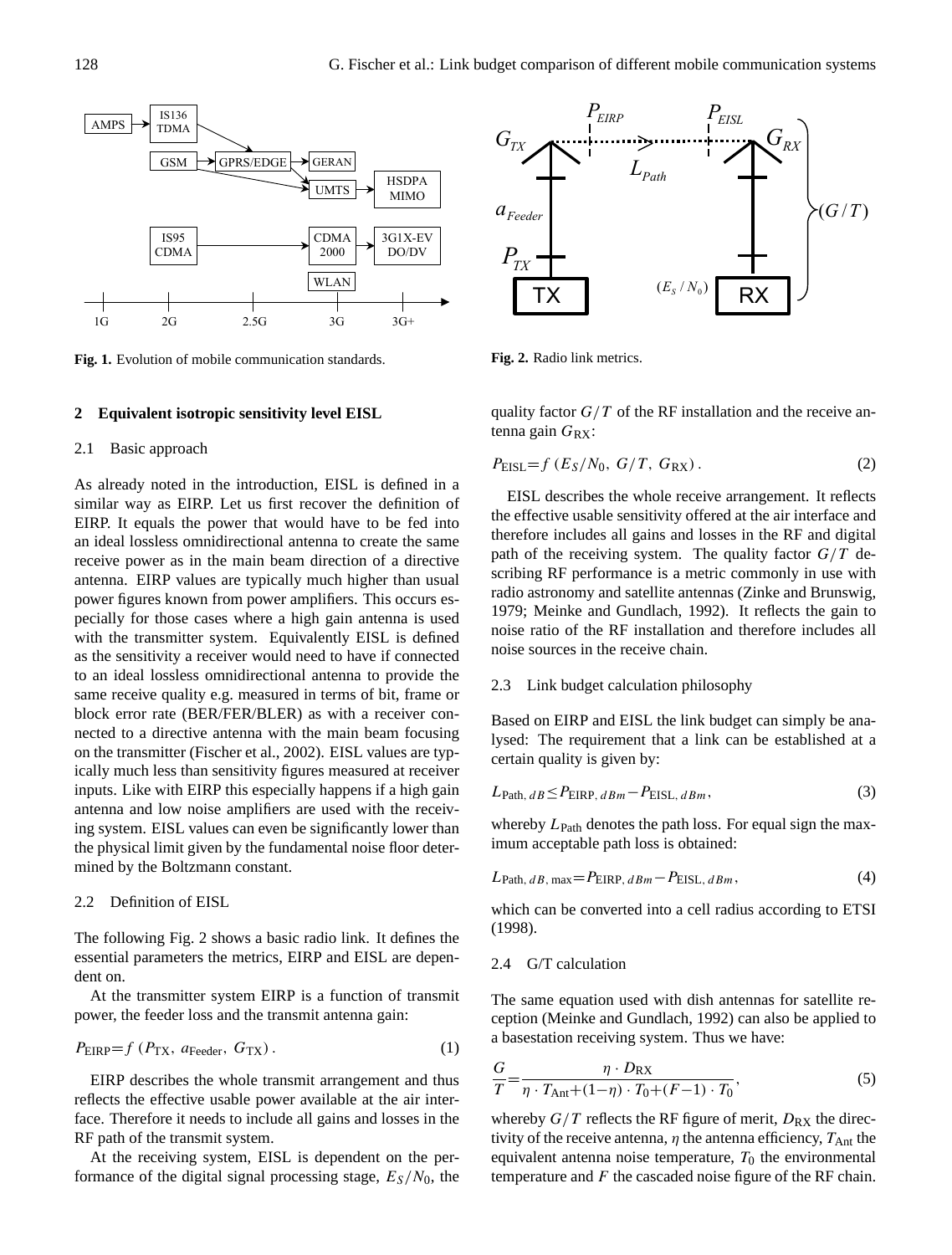**Fig. 1.** Evolution of mobile communication standards.

**Fig. 2.** Radio link metrics.

## 2 Equivalent isotropic sensitivity level EISL

### 2.1 Basic approach

As already noted in the introduction, EISL is defined in a similar way as EIRP. Let us first recover the definition of EIRP. It equals the power that would have to be fed into an ideal lossless omnidirectional antenna to create the same receive power as in the main beam direction of a directive antenna. EIRP values are typically much higher than usual power figures known from power amplifiers. This occurs especially for those cases where a high gain antenna is used with the transmitter system. Equivalently EISL is defined as the sensitivity a receiver would need to have if connected to an ideal lossless omnidirectional antenna to provide the same receive quality e.g. measured in terms of bit, frame or block error rate (BER/FER/BLER) as with a receiver connected to a directive antenna with the main beam focusing on the transmitter (Fischer et al., 2002). EISL values are typically much less than sensitivity figures measured at receiver inputs. Like with EIRP this especially happens if a high gain antenna and low noise amplifiers are used with the receiving system. EISL values can even be significantly lower than the physical limit given by the fundamental noise floor determined by the Boltzmann constant.

### 2.2 Definition of EISL

The following Fig. 2 shows a basic radio link. It defines the essential parameters the metrics, EIRP and EISL are dependent on.

At the transmitter system EIRP is a function of transmit power, the feeder loss and the transmit antenna gain:

$$P_{\text{EIRP}} = f\,(P_{\text{TX}},\ a_{\text{Feeder}},\ G_{\text{TX}})\,. \tag{1}$$

EIRP describes the whole transmit arrangement and thus reflects the effective usable power available at the air interface. Therefore it needs to include all gains and losses in the RF path of the transmit system.

At the receiving system, EISL is dependent on the performance of the digital signal processing stage, $E_S/N_0$, the quality factor $G/T$ of the RF installation and the receive antenna gain $G_{\text{RX}}$:

$$P_{\text{EISL}} = f\,(E_S/N_0,\ G/T,\ G_{\text{RX}})\,. \tag{2}$$

EISL describes the whole receive arrangement. It reflects the effective usable sensitivity offered at the air interface and therefore includes all gains and losses in the RF and digital path of the receiving system. The quality factor $G/T$ describing RF performance is a metric commonly in use with radio astronomy and satellite antennas (Zinke and Brunswig, 1979; Meinke and Gundlach, 1992). It reflects the gain to noise ratio of the RF installation and therefore includes all noise sources in the receive chain.

### 2.3 Link budget calculation philosophy

Based on EIRP and EISL the link budget can simply be analysed: The requirement that a link can be established at a certain quality is given by:

$$L_{\text{Path},\,dB} \le P_{\text{EIRP},\,dBm} - P_{\text{EISL},\,dBm}\,, \tag{3}$$

whereby $L_{\text{Path}}$ denotes the path loss. For equal sign the maximum acceptable path loss is obtained:

$$L_{\text{Path},\,dB,\,\max} = P_{\text{EIRP},\,dBm} - P_{\text{EISL},\,dBm}\,, \tag{4}$$

which can be converted into a cell radius according to ETSI (1998).

### 2.4 G/T calculation

The same equation used with dish antennas for satellite reception (Meinke and Gundlach, 1992) can also be applied to a basestation receiving system. Thus we have:

$$\frac{G}{T} = \frac{\eta \cdot D_{\text{RX}}}{\eta \cdot T_{\text{Ant}} + (1-\eta)\cdot T_0 + (F-1)\cdot T_0}\,, \tag{5}$$

whereby $G/T$ reflects the RF figure of merit, $D_{\text{RX}}$ the directivity of the receive antenna, $\eta$ the antenna efficiency, $T_{\text{Ant}}$ the equivalent antenna noise temperature, $T_0$ the environmental temperature and $F$ the cascaded noise figure of the RF chain.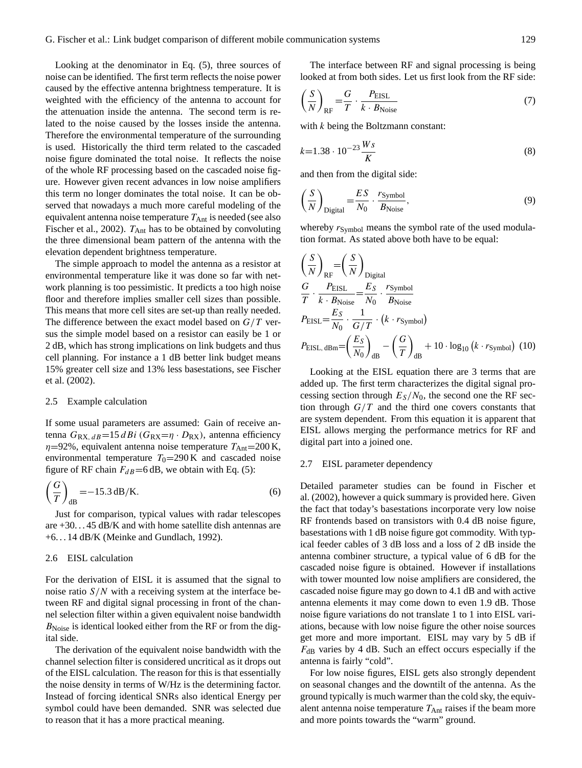Looking at the denominator in Eq. (5), three sources of noise can be identified. The first term reflects the noise power caused by the effective antenna brightness temperature. It is weighted with the efficiency of the antenna to account for the attenuation inside the antenna. The second term is related to the noise caused by the losses inside the antenna. Therefore the environmental temperature of the surrounding is used. Historically the third term related to the cascaded noise figure dominated the total noise. It reflects the noise of the whole RF processing based on the cascaded noise figure. However given recent advances in low noise amplifiers this term no longer dominates the total noise. It can be observed that nowadays a much more careful modeling of the equivalent antenna noise temperature $T_{\text{Ant}}$ is needed (see also Fischer et al., 2002). $T_{\text{Ant}}$ has to be obtained by convoluting the three dimensional beam pattern of the antenna with the elevation dependent brightness temperature.

The simple approach to model the antenna as a resistor at environmental temperature like it was done so far with network planning is too pessimistic. It predicts a too high noise floor and therefore implies smaller cell sizes than possible. This means that more cell sites are set-up than really needed. The difference between the exact model based on $G/T$ versus the simple model based on a resistor can easily be 1 or 2 dB, which has strong implications on link budgets and thus cell planning. For instance a 1 dB better link budget means 15% greater cell size and 13% less basestations, see Fischer et al. (2002).

### 2.5 Example calculation

If some usual parameters are assumed: Gain of receive antenna $G_{\text{RX},\,dB}=15\,dBi$ ($G_{\text{RX}}=\eta\cdot D_{\text{RX}}$), antenna efficiency $\eta$=92%, equivalent antenna noise temperature $T_{\text{Ant}}$=200 K, environmental temperature $T_0$=290 K and cascaded noise figure of RF chain $F_{dB}$=6 dB, we obtain with Eq. (5):

$$\left(\frac{G}{T}\right)_{\text{dB}}=-15.3\,\text{dB/K}. \tag{6}$$

Just for comparison, typical values with radar telescopes are +30…45 dB/K and with home satellite dish antennas are +6…14 dB/K (Meinke and Gundlach, 1992).

### 2.6 EISL calculation

For the derivation of EISL it is assumed that the signal to noise ratio $S/N$ with a receiving system at the interface between RF and digital signal processing in front of the channel selection filter within a given equivalent noise bandwidth $B_{\text{Noise}}$ is identical looked either from the RF or from the digital side.

The derivation of the equivalent noise bandwidth with the channel selection filter is considered uncritical as it drops out of the EISL calculation. The reason for this is that essentially the noise density in terms of W/Hz is the determining factor. Instead of forcing identical SNRs also identical Energy per symbol could have been demanded. SNR was selected due to reason that it has a more practical meaning.

The interface between RF and signal processing is being looked at from both sides. Let us first look from the RF side:

$$\left(\frac{S}{N}\right)_{\text{RF}}=\frac{G}{T}\cdot\frac{P_{\text{EISL}}}{k\cdot B_{\text{Noise}}} \tag{7}$$

with $k$ being the Boltzmann constant:

$$k=1.38\cdot 10^{-23}\,\frac{Ws}{K} \tag{8}$$

and then from the digital side:

$$\left(\frac{S}{N}\right)_{\text{Digital}}=\frac{ES}{N_0}\cdot\frac{r_{\text{Symbol}}}{B_{\text{Noise}}}, \tag{9}$$

whereby $r_{\text{Symbol}}$ means the symbol rate of the used modulation format. As stated above both have to be equal:

$$\begin{aligned}
\left(\frac{S}{N}\right)_{\text{RF}}&=\left(\frac{S}{N}\right)_{\text{Digital}}\\
\frac{G}{T}\cdot\frac{P_{\text{EISL}}}{k\cdot B_{\text{Noise}}}&=\frac{E_S}{N_0}\cdot\frac{r_{\text{Symbol}}}{B_{\text{Noise}}}\\
P_{\text{EISL}}&=\frac{E_S}{N_0}\cdot\frac{1}{G/T}\cdot\left(k\cdot r_{\text{Symbol}}\right)\\
P_{\text{EISL, dBm}}&=\left(\frac{E_S}{N_0}\right)_{\text{dB}}-\left(\frac{G}{T}\right)_{\text{dB}}+10\cdot\log_{10}\left(k\cdot r_{\text{Symbol}}\right)
\end{aligned} \tag{10}$$

Looking at the EISL equation there are 3 terms that are added up. The first term characterizes the digital signal processing section through $E_S/N_0$, the second one the RF section through $G/T$ and the third one covers constants that are system dependent. From this equation it is apparent that EISL allows merging the performance metrics for RF and digital part into a joined one.

### 2.7 EISL parameter dependency

Detailed parameter studies can be found in Fischer et al. (2002), however a quick summary is provided here. Given the fact that today's basestations incorporate very low noise RF frontends based on transistors with 0.4 dB noise figure, basestations with 1 dB noise figure got commodity. With typical feeder cables of 3 dB loss and a loss of 2 dB inside the antenna combiner structure, a typical value of 6 dB for the cascaded noise figure is obtained. However if installations with tower mounted low noise amplifiers are considered, the cascaded noise figure may go down to 4.1 dB and with active antenna elements it may come down to even 1.9 dB. Those noise figure variations do not translate 1 to 1 into EISL variations, because with low noise figure the other noise sources get more and more important. EISL may vary by 5 dB if $F_{\text{dB}}$ varies by 4 dB. Such an effect occurs especially if the antenna is fairly "cold".

For low noise figures, EISL gets also strongly dependent on seasonal changes and the downtilt of the antenna. As the ground typically is much warmer than the cold sky, the equivalent antenna noise temperature $T_{\text{Ant}}$ raises if the beam more and more points towards the "warm" ground.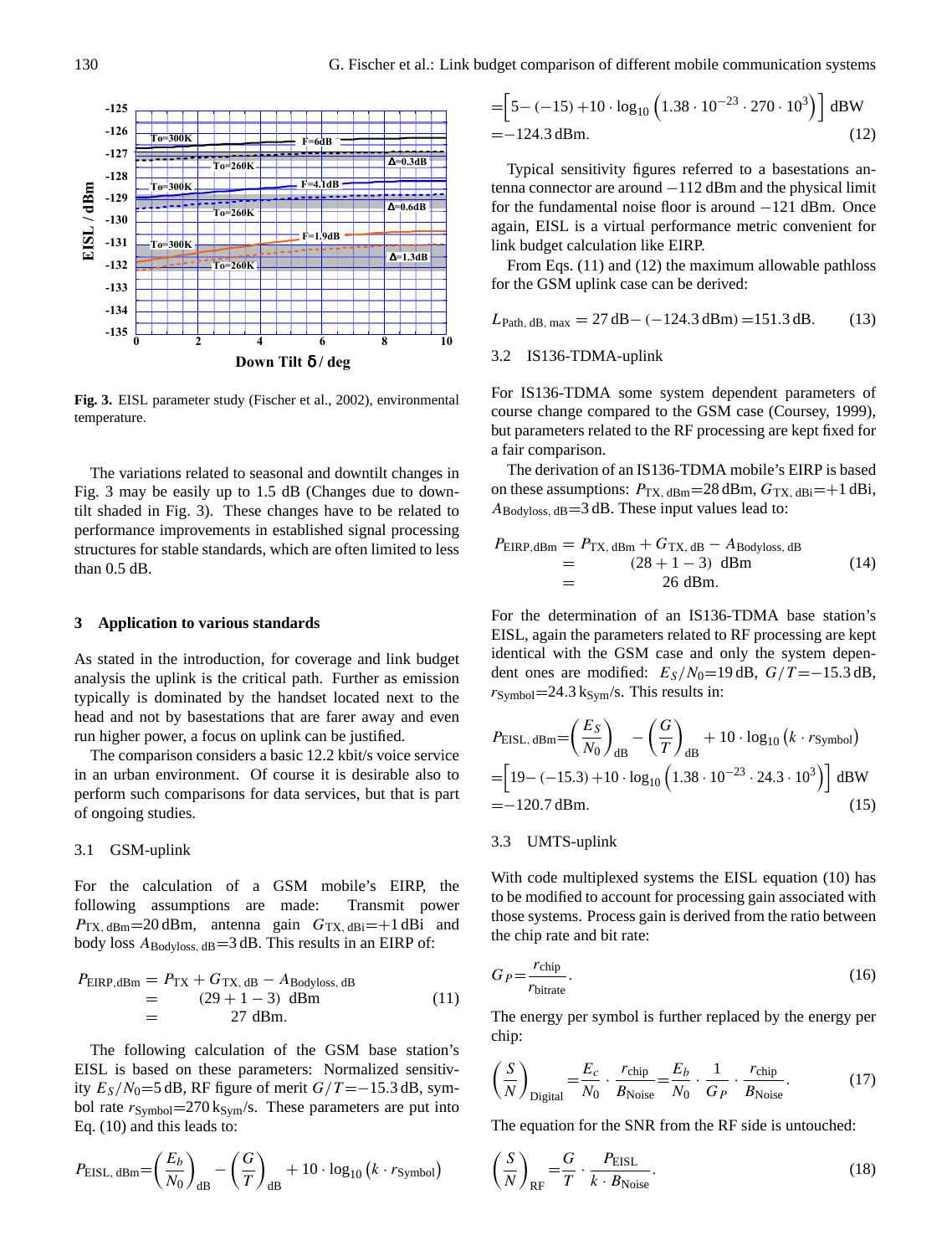Fig. 3. EISL parameter study (Fischer et al., 2002), environmental temperature.

The variations related to seasonal and downtilt changes in Fig. 3 may be easily up to 1.5 dB (Changes due to downtilt shaded in Fig. 3). These changes have to be related to performance improvements in established signal processing structures for stable standards, which are often limited to less than 0.5 dB.

## 3 Application to various standards

As stated in the introduction, for coverage and link budget analysis the uplink is the critical path. Further as emission typically is dominated by the handset located next to the head and not by basestations that are farer away and even run higher power, a focus on uplink can be justified.

The comparison considers a basic 12.2 kbit/s voice service in an urban environment. Of course it is desirable also to perform such comparisons for data services, but that is part of ongoing studies.

### 3.1 GSM-uplink

For the calculation of a GSM mobile's EIRP, the following assumptions are made: Transmit power $P_{\text{TX, dBm}}$=20 dBm, antenna gain $G_{\text{TX, dBi}}$=+1 dBi and body loss $A_{\text{Bodyloss, dB}}$=3 dB. This results in an EIRP of:

$$
\begin{aligned}
P_{\text{EIRP,dBm}} &= P_{\text{TX}} + G_{\text{TX, dB}} - A_{\text{Bodyloss, dB}} \\
&= (29 + 1 - 3)\ \text{dBm} \\
&= 27\ \text{dBm}.
\end{aligned}
\tag{11}
$$

The following calculation of the GSM base station's EISL is based on these parameters: Normalized sensitivity $E_S/N_0$=5 dB, RF figure of merit $G/T$=−15.3 dB, symbol rate $r_{\text{Symbol}}$=270 $\text{k}_{\text{Sym}}$/s. These parameters are put into Eq. (10) and this leads to:

$$
\begin{aligned}
P_{\text{EISL, dBm}} &= \left(\frac{E_b}{N_0}\right)_{\text{dB}} - \left(\frac{G}{T}\right)_{\text{dB}} + 10 \cdot \log_{10}\left(k \cdot r_{\text{Symbol}}\right) \\
&= \left[5 - (-15) + 10 \cdot \log_{10}\left(1.38 \cdot 10^{-23} \cdot 270 \cdot 10^{3}\right)\right]\ \text{dBW} \\
&= -124.3\ \text{dBm}.
\end{aligned}
\tag{12}
$$

Typical sensitivity figures referred to a basestations antenna connector are around −112 dBm and the physical limit for the fundamental noise floor is around −121 dBm. Once again, EISL is a virtual performance metric convenient for link budget calculation like EIRP.

From Eqs. (11) and (12) the maximum allowable pathloss for the GSM uplink case can be derived:

$$
L_{\text{Path, dB, max}} = 27\ \text{dB} - (-124.3\ \text{dBm}) = 151.3\ \text{dB}. \tag{13}
$$

### 3.2 IS136-TDMA-uplink

For IS136-TDMA some system dependent parameters of course change compared to the GSM case (Coursey, 1999), but parameters related to the RF processing are kept fixed for a fair comparison.

The derivation of an IS136-TDMA mobile's EIRP is based on these assumptions: $P_{\text{TX, dBm}}$=28 dBm, $G_{\text{TX, dBi}}$=+1 dBi, $A_{\text{Bodyloss, dB}}$=3 dB. These input values lead to:

$$
\begin{aligned}
P_{\text{EIRP,dBm}} &= P_{\text{TX, dBm}} + G_{\text{TX, dB}} - A_{\text{Bodyloss, dB}} \\
&= (28 + 1 - 3)\ \text{dBm} \\
&= 26\ \text{dBm}.
\end{aligned}
\tag{14}
$$

For the determination of an IS136-TDMA base station's EISL, again the parameters related to RF processing are kept identical with the GSM case and only the system dependent ones are modified: $E_S/N_0$=19 dB, $G/T$=−15.3 dB, $r_{\text{Symbol}}$=24.3 $\text{k}_{\text{Sym}}$/s. This results in:

$$
\begin{aligned}
P_{\text{EISL, dBm}} &= \left(\frac{E_S}{N_0}\right)_{\text{dB}} - \left(\frac{G}{T}\right)_{\text{dB}} + 10 \cdot \log_{10}\left(k \cdot r_{\text{Symbol}}\right) \\
&= \left[19 - (-15.3) + 10 \cdot \log_{10}\left(1.38 \cdot 10^{-23} \cdot 24.3 \cdot 10^{3}\right)\right]\ \text{dBW} \\
&= -120.7\ \text{dBm}.
\end{aligned}
\tag{15}
$$

### 3.3 UMTS-uplink

With code multiplexed systems the EISL equation (10) has to be modified to account for processing gain associated with those systems. Process gain is derived from the ratio between the chip rate and bit rate:

$$
G_P = \frac{r_{\text{chip}}}{r_{\text{bitrate}}}. \tag{16}
$$

The energy per symbol is further replaced by the energy per chip:

$$
\left(\frac{S}{N}\right)_{\text{Digital}} = \frac{E_c}{N_0} \cdot \frac{r_{\text{chip}}}{B_{\text{Noise}}} = \frac{E_b}{N_0} \cdot \frac{1}{G_P} \cdot \frac{r_{\text{chip}}}{B_{\text{Noise}}}. \tag{17}
$$

The equation for the SNR from the RF side is untouched:

$$
\left(\frac{S}{N}\right)_{\text{RF}} = \frac{G}{T} \cdot \frac{P_{\text{EISL}}}{k \cdot B_{\text{Noise}}}. \tag{18}
$$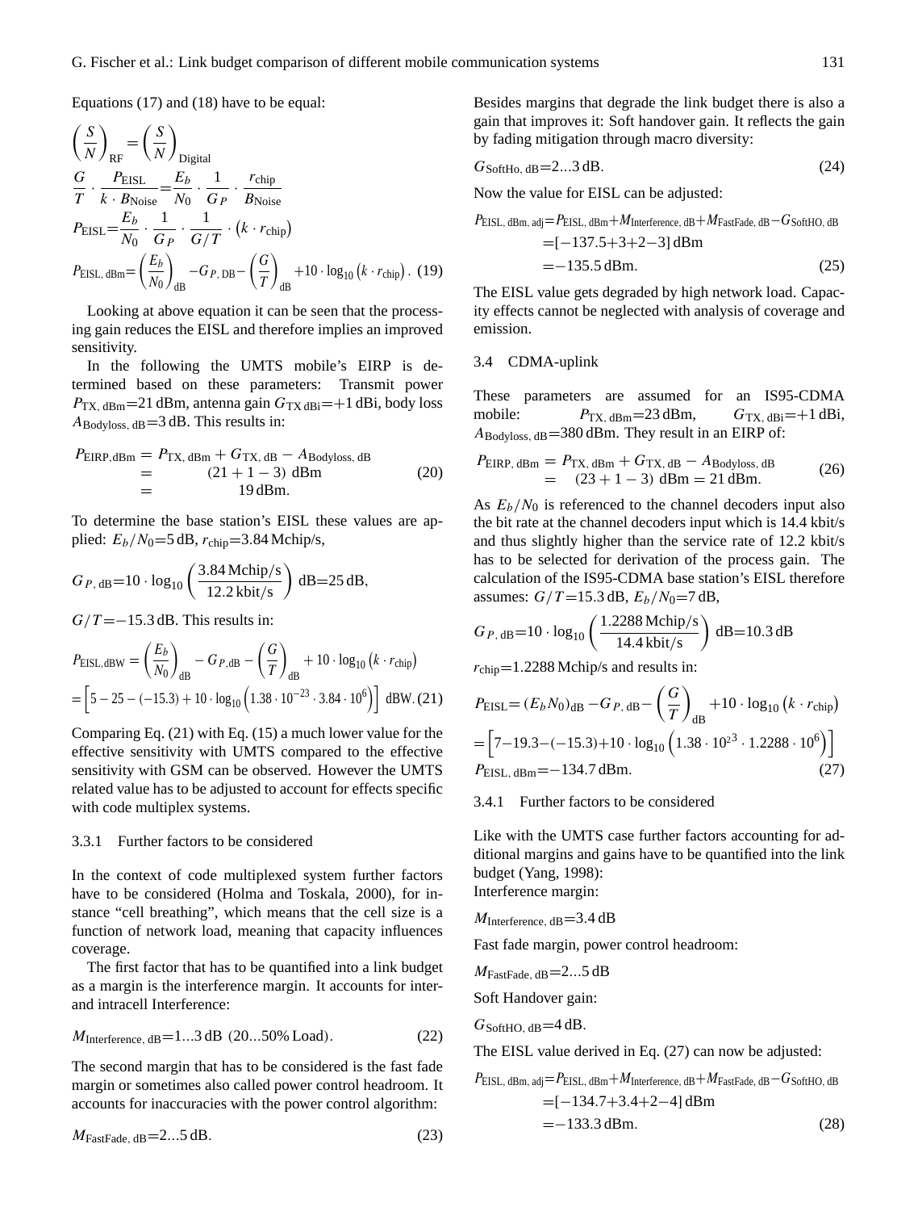Equations (17) and (18) have to be equal:

$$\left(\frac{S}{N}\right)_{\text{RF}} = \left(\frac{S}{N}\right)_{\text{Digital}}$$

$$\frac{G}{T} \cdot \frac{P_{\text{EISL}}}{k \cdot B_{\text{Noise}}} = \frac{E_b}{N_0} \cdot \frac{1}{G_P} \cdot \frac{r_{\text{chip}}}{B_{\text{Noise}}}$$

$$P_{\text{EISL}} = \frac{E_b}{N_0} \cdot \frac{1}{G_P} \cdot \frac{1}{G/T} \cdot \left(k \cdot r_{\text{chip}}\right)$$

$$P_{\text{EISL, dBm}} = \left(\frac{E_b}{N_0}\right)_{\text{dB}} - G_{P,\,\text{DB}} - \left(\frac{G}{T}\right)_{\text{dB}} + 10 \cdot \log_{10}\left(k \cdot r_{\text{chip}}\right). \quad (19)$$

Looking at above equation it can be seen that the processing gain reduces the EISL and therefore implies an improved sensitivity.

In the following the UMTS mobile's EIRP is determined based on these parameters: Transmit power $P_{\text{TX, dBm}}=21$ dBm, antenna gain $G_{\text{TX dBi}}=+1$ dBi, body loss $A_{\text{Bodyloss, dB}}=3$ dB. This results in:

$$\begin{aligned} P_{\text{EIRP,dBm}} &= P_{\text{TX, dBm}} + G_{\text{TX, dB}} - A_{\text{Bodyloss, dB}} \\ &= (21 + 1 - 3)\ \text{dBm} \\ &= 19\,\text{dBm}. \end{aligned} \quad (20)$$

To determine the base station's EISL these values are applied: $E_b/N_0=5$ dB, $r_{\text{chip}}=3.84$ Mchip/s,

$$G_{P,\,\text{dB}} = 10 \cdot \log_{10}\left(\frac{3.84\,\text{Mchip/s}}{12.2\,\text{kbit/s}}\right)\ \text{dB} = 25\,\text{dB},$$

$G/T=-15.3$ dB. This results in:

$$P_{\text{EISL,dBW}} = \left(\frac{E_b}{N_0}\right)_{\text{dB}} - G_{P,\text{dB}} - \left(\frac{G}{T}\right)_{\text{dB}} + 10 \cdot \log_{10}\left(k \cdot r_{\text{chip}}\right)$$

$$= \left[5 - 25 - (-15.3) + 10 \cdot \log_{10}\left(1.38 \cdot 10^{-23} \cdot 3.84 \cdot 10^{6}\right)\right]\ \text{dBW}. \quad (21)$$

Comparing Eq. (21) with Eq. (15) a much lower value for the effective sensitivity with UMTS compared to the effective sensitivity with GSM can be observed. However the UMTS related value has to be adjusted to account for effects specific with code multiplex systems.

### 3.3.1 Further factors to be considered

In the context of code multiplexed system further factors have to be considered (Holma and Toskala, 2000), for instance "cell breathing", which means that the cell size is a function of network load, meaning that capacity influences coverage.

The first factor that has to be quantified into a link budget as a margin is the interference margin. It accounts for inter- and intracell Interference:

$$M_{\text{Interference, dB}} = 1 \ldots 3\,\text{dB}\ (20 \ldots 50\%\ \text{Load}). \quad (22)$$

The second margin that has to be considered is the fast fade margin or sometimes also called power control headroom. It accounts for inaccuracies with the power control algorithm:

$$M_{\text{FastFade, dB}} = 2 \ldots 5\,\text{dB}. \quad (23)$$

Besides margins that degrade the link budget there is also a gain that improves it: Soft handover gain. It reflects the gain by fading mitigation through macro diversity:

$$G_{\text{SoftHo, dB}} = 2 \ldots 3\,\text{dB}. \quad (24)$$

Now the value for EISL can be adjusted:

$$\begin{aligned} P_{\text{EISL, dBm, adj}} &= P_{\text{EISL, dBm}} + M_{\text{Interference, dB}} + M_{\text{FastFade, dB}} - G_{\text{SoftHO, dB}} \\ &= [-137.5 + 3 + 2 - 3]\ \text{dBm} \\ &= -135.5\,\text{dBm}. \end{aligned} \quad (25)$$

The EISL value gets degraded by high network load. Capacity effects cannot be neglected with analysis of coverage and emission.

## 3.4 CDMA-uplink

These parameters are assumed for an IS95-CDMA mobile: $P_{\text{TX, dBm}}=23$ dBm, $G_{\text{TX, dBi}}=+1$ dBi, $A_{\text{Bodyloss, dB}}=380$ dBm. They result in an EIRP of:

$$\begin{aligned} P_{\text{EIRP, dBm}} &= P_{\text{TX, dBm}} + G_{\text{TX, dB}} - A_{\text{Bodyloss, dB}} \\ &= (23 + 1 - 3)\ \text{dBm} = 21\,\text{dBm}. \end{aligned} \quad (26)$$

As $E_b/N_0$ is referenced to the channel decoders input also the bit rate at the channel decoders input which is 14.4 kbit/s and thus slightly higher than the service rate of 12.2 kbit/s has to be selected for derivation of the process gain. The calculation of the IS95-CDMA base station's EISL therefore assumes: $G/T=15.3$ dB, $E_b/N_0=7$ dB,

$$G_{P,\,\text{dB}} = 10 \cdot \log_{10}\left(\frac{1.2288\,\text{Mchip/s}}{14.4\,\text{kbit/s}}\right)\ \text{dB} = 10.3\,\text{dB}$$

$r_{\text{chip}}=1.2288$ Mchip/s and results in:

$$P_{\text{EISL}} = (E_b N_0)_{\text{dB}} - G_{P,\,\text{dB}} - \left(\frac{G}{T}\right)_{\text{dB}} + 10 \cdot \log_{10}\left(k \cdot r_{\text{chip}}\right)$$

$$= \left[7 - 19.3 - (-15.3) + 10 \cdot \log_{10}\left(1.38 \cdot 10^{2^3} \cdot 1.2288 \cdot 10^{6}\right)\right]$$

$$P_{\text{EISL, dBm}} = -134.7\,\text{dBm}. \quad (27)$$

### 3.4.1 Further factors to be considered

Like with the UMTS case further factors accounting for additional margins and gains have to be quantified into the link budget (Yang, 1998):

Interference margin:

$M_{\text{Interference, dB}}=3.4$ dB

Fast fade margin, power control headroom:

$M_{\text{FastFade, dB}}=2 \ldots 5$ dB

Soft Handover gain:

$G_{\text{SoftHO, dB}}=4$ dB.

The EISL value derived in Eq. (27) can now be adjusted:

$$\begin{aligned} P_{\text{EISL, dBm, adj}} &= P_{\text{EISL, dBm}} + M_{\text{Interference, dB}} + M_{\text{FastFade, dB}} - G_{\text{SoftHO, dB}} \\ &= [-134.7 + 3.4 + 2 - 4]\ \text{dBm} \\ &= -133.3\,\text{dBm}. \end{aligned} \quad (28)$$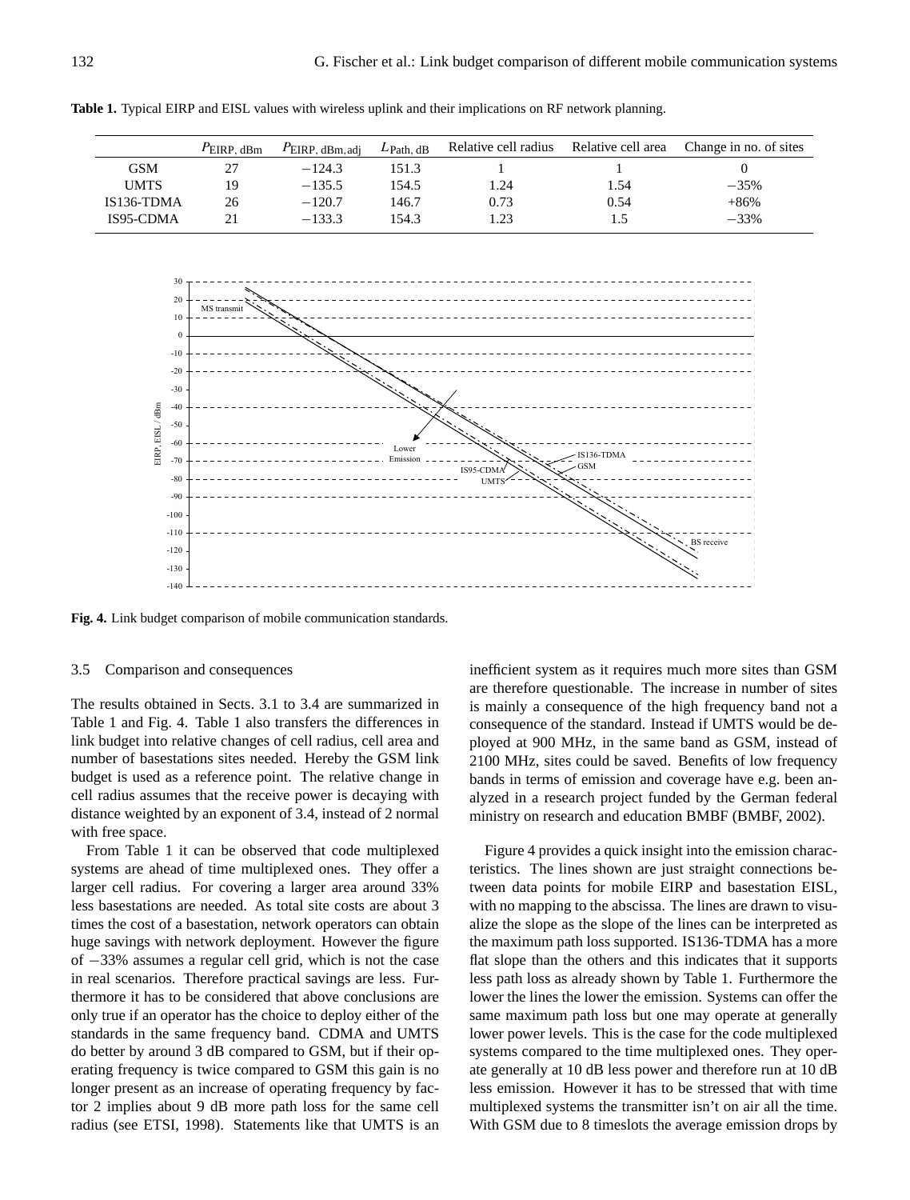**Table 1.** Typical EIRP and EISL values with wireless uplink and their implications on RF network planning.

| | $P_{\text{EIRP, dBm}}$ | $P_{\text{EIRP, dBm,adj}}$ | $L_{\text{Path, dB}}$ | Relative cell radius | Relative cell area | Change in no. of sites |
|---|---|---|---|---|---|---|
| GSM | 27 | $-124.3$ | 151.3 | 1 | 1 | 0 |
| UMTS | 19 | $-135.5$ | 154.5 | 1.24 | 1.54 | $-35\%$ |
| IS136-TDMA | 26 | $-120.7$ | 146.7 | 0.73 | 0.54 | $+86\%$ |
| IS95-CDMA | 21 | $-133.3$ | 154.3 | 1.23 | 1.5 | $-33\%$ |

**Fig. 4.** Link budget comparison of mobile communication standards.

### 3.5 Comparison and consequences

The results obtained in Sects. 3.1 to 3.4 are summarized in Table 1 and Fig. 4. Table 1 also transfers the differences in link budget into relative changes of cell radius, cell area and number of basestations sites needed. Hereby the GSM link budget is used as a reference point. The relative change in cell radius assumes that the receive power is decaying with distance weighted by an exponent of 3.4, instead of 2 normal with free space.

From Table 1 it can be observed that code multiplexed systems are ahead of time multiplexed ones. They offer a larger cell radius. For covering a larger area around 33% less basestations are needed. As total site costs are about 3 times the cost of a basestation, network operators can obtain huge savings with network deployment. However the figure of $-33\%$ assumes a regular cell grid, which is not the case in real scenarios. Therefore practical savings are less. Furthermore it has to be considered that above conclusions are only true if an operator has the choice to deploy either of the standards in the same frequency band. CDMA and UMTS do better by around 3 dB compared to GSM, but if their operating frequency is twice compared to GSM this gain is no longer present as an increase of operating frequency by factor 2 implies about 9 dB more path loss for the same cell radius (see ETSI, 1998). Statements like that UMTS is an inefficient system as it requires much more sites than GSM are therefore questionable. The increase in number of sites is mainly a consequence of the high frequency band not a consequence of the standard. Instead if UMTS would be deployed at 900 MHz, in the same band as GSM, instead of 2100 MHz, sites could be saved. Benefits of low frequency bands in terms of emission and coverage have e.g. been analyzed in a research project funded by the German federal ministry on research and education BMBF (BMBF, 2002).

Figure 4 provides a quick insight into the emission characteristics. The lines shown are just straight connections between data points for mobile EIRP and basestation EISL, with no mapping to the abscissa. The lines are drawn to visualize the slope as the slope of the lines can be interpreted as the maximum path loss supported. IS136-TDMA has a more flat slope than the others and this indicates that it supports less path loss as already shown by Table 1. Furthermore the lower the lines the lower the emission. Systems can offer the same maximum path loss but one may operate at generally lower power levels. This is the case for the code multiplexed systems compared to the time multiplexed ones. They operate generally at 10 dB less power and therefore run at 10 dB less emission. However it has to be stressed that with time multiplexed systems the transmitter isn't on air all the time. With GSM due to 8 timeslots the average emission drops by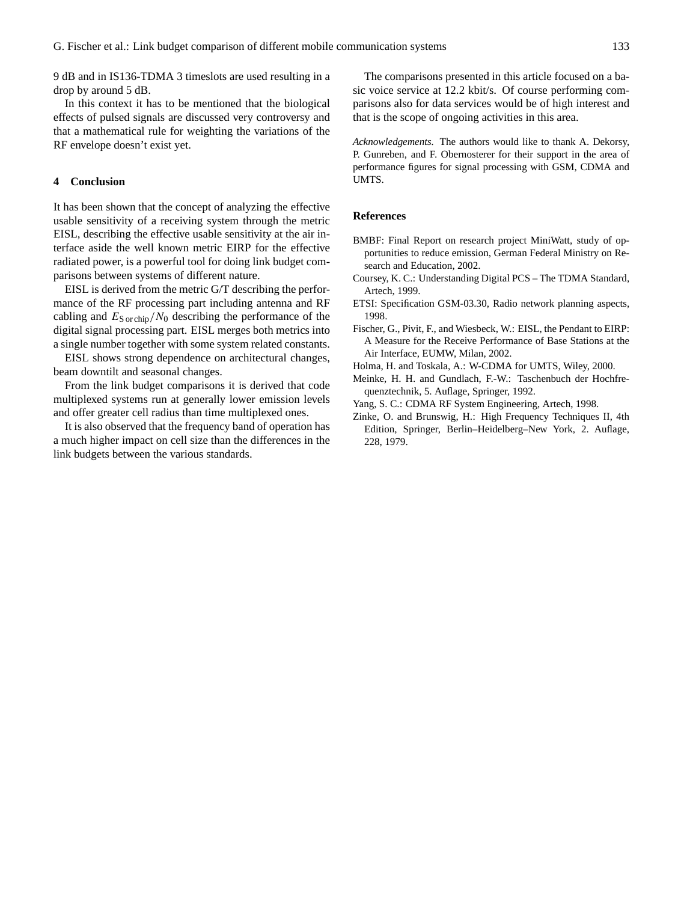9 dB and in IS136-TDMA 3 timeslots are used resulting in a drop by around 5 dB.

In this context it has to be mentioned that the biological effects of pulsed signals are discussed very controversy and that a mathematical rule for weighting the variations of the RF envelope doesn't exist yet.

## 4 Conclusion

It has been shown that the concept of analyzing the effective usable sensitivity of a receiving system through the metric EISL, describing the effective usable sensitivity at the air interface aside the well known metric EIRP for the effective radiated power, is a powerful tool for doing link budget comparisons between systems of different nature.

EISL is derived from the metric G/T describing the performance of the RF processing part including antenna and RF cabling and $E_{\mathrm{S\,or\,chip}}/N_0$ describing the performance of the digital signal processing part. EISL merges both metrics into a single number together with some system related constants.

EISL shows strong dependence on architectural changes, beam downtilt and seasonal changes.

From the link budget comparisons it is derived that code multiplexed systems run at generally lower emission levels and offer greater cell radius than time multiplexed ones.

It is also observed that the frequency band of operation has a much higher impact on cell size than the differences in the link budgets between the various standards.

The comparisons presented in this article focused on a basic voice service at 12.2 kbit/s. Of course performing comparisons also for data services would be of high interest and that is the scope of ongoing activities in this area.

*Acknowledgements.* The authors would like to thank A. Dekorsy, P. Gunreben, and F. Obernosterer for their support in the area of performance figures for signal processing with GSM, CDMA and UMTS.

## References

BMBF: Final Report on research project MiniWatt, study of opportunities to reduce emission, German Federal Ministry on Research and Education, 2002.

Coursey, K. C.: Understanding Digital PCS – The TDMA Standard, Artech, 1999.

ETSI: Specification GSM-03.30, Radio network planning aspects, 1998.

Fischer, G., Pivit, F., and Wiesbeck, W.: EISL, the Pendant to EIRP: A Measure for the Receive Performance of Base Stations at the Air Interface, EUMW, Milan, 2002.

Holma, H. and Toskala, A.: W-CDMA for UMTS, Wiley, 2000.

Meinke, H. H. and Gundlach, F.-W.: Taschenbuch der Hochfrequenztechnik, 5. Auflage, Springer, 1992.

Yang, S. C.: CDMA RF System Engineering, Artech, 1998.

Zinke, O. and Brunswig, H.: High Frequency Techniques II, 4th Edition, Springer, Berlin–Heidelberg–New York, 2. Auflage, 228, 1979.